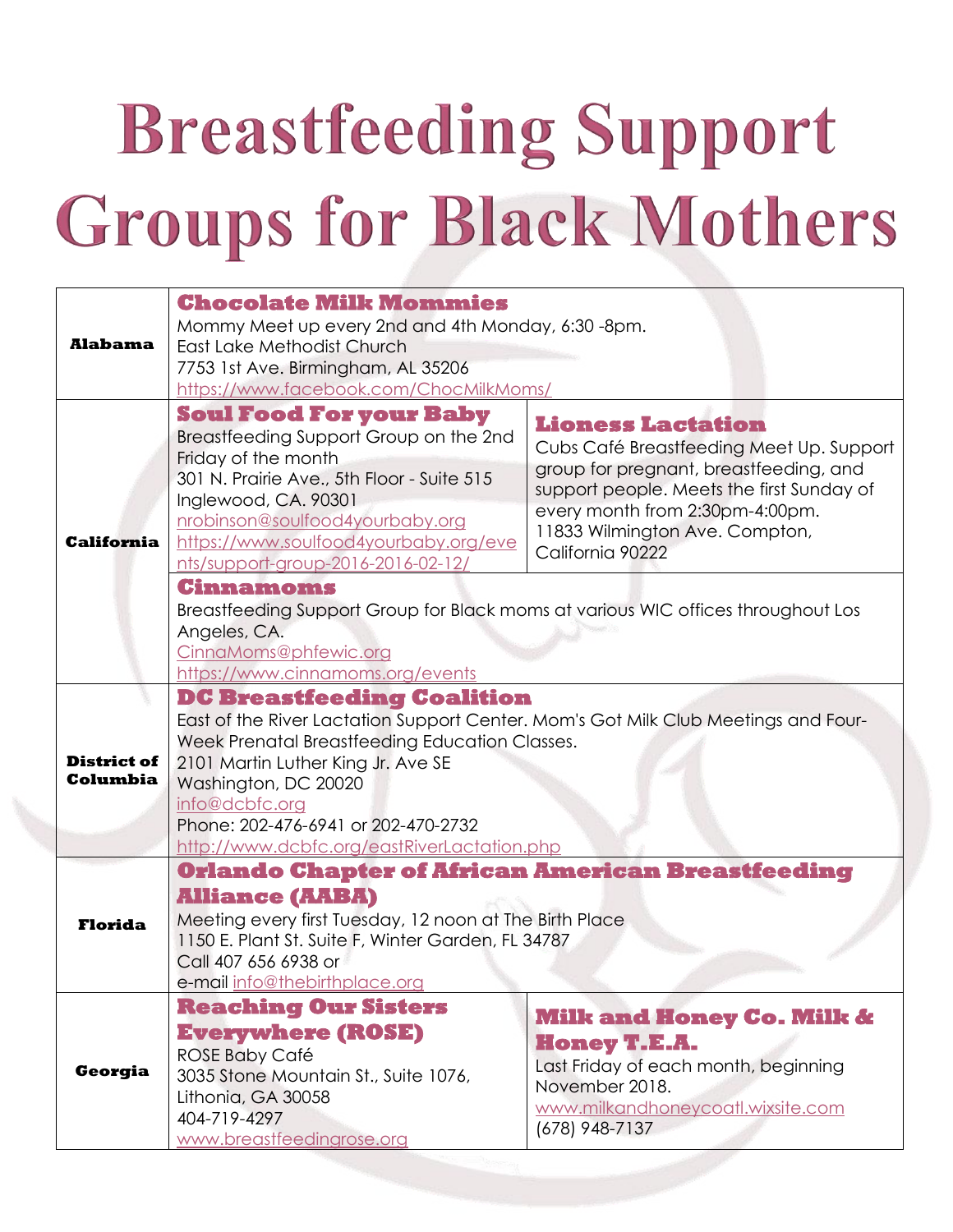# Breastfeeding Support Groups for Black Mothers

| State | Groups | |
|---|---|---|
| **Alabama** | **Chocolate Milk Mommies**<br>Mommy Meet up every 2nd and 4th Monday, 6:30 -8pm.<br>East Lake Methodist Church<br>7753 1st Ave. Birmingham, AL 35206<br>https://www.facebook.com/ChocMilkMoms/ | |
| **California** | **Soul Food For your Baby**<br>Breastfeeding Support Group on the 2nd Friday of the month<br>301 N. Prairie Ave., 5th Floor - Suite 515<br>Inglewood, CA. 90301<br>nrobinson@soulfood4yourbaby.org<br>https://www.soulfood4yourbaby.org/events/support-group-2016-2016-02-12/ | **Lioness Lactation**<br>Cubs Café Breastfeeding Meet Up. Support group for pregnant, breastfeeding, and support people. Meets the first Sunday of every month from 2:30pm-4:00pm.<br>11833 Wilmington Ave. Compton, California 90222 |
| | **Cinnamoms**<br>Breastfeeding Support Group for Black moms at various WIC offices throughout Los Angeles, CA.<br>CinnaMoms@phfewic.org<br>https://www.cinnamoms.org/events | |
| **District of Columbia** | **DC Breastfeeding Coalition**<br>East of the River Lactation Support Center. Mom's Got Milk Club Meetings and Four-Week Prenatal Breastfeeding Education Classes.<br>2101 Martin Luther King Jr. Ave SE<br>Washington, DC 20020<br>info@dcbfc.org<br>Phone: 202-476-6941 or 202-470-2732<br>http://www.dcbfc.org/eastRiverLactation.php | |
| **Florida** | **Orlando Chapter of African American Breastfeeding Alliance (AABA)**<br>Meeting every first Tuesday, 12 noon at The Birth Place<br>1150 E. Plant St. Suite F, Winter Garden, FL 34787<br>Call 407 656 6938 or<br>e-mail info@thebirthplace.org | |
| **Georgia** | **Reaching Our Sisters Everywhere (ROSE)**<br>ROSE Baby Café<br>3035 Stone Mountain St., Suite 1076, Lithonia, GA 30058<br>404-719-4297<br>www.breastfeedingrose.org | **Milk and Honey Co. Milk & Honey T.E.A.**<br>Last Friday of each month, beginning November 2018.<br>www.milkandhoneycoatl.wixsite.com<br>(678) 948-7137 |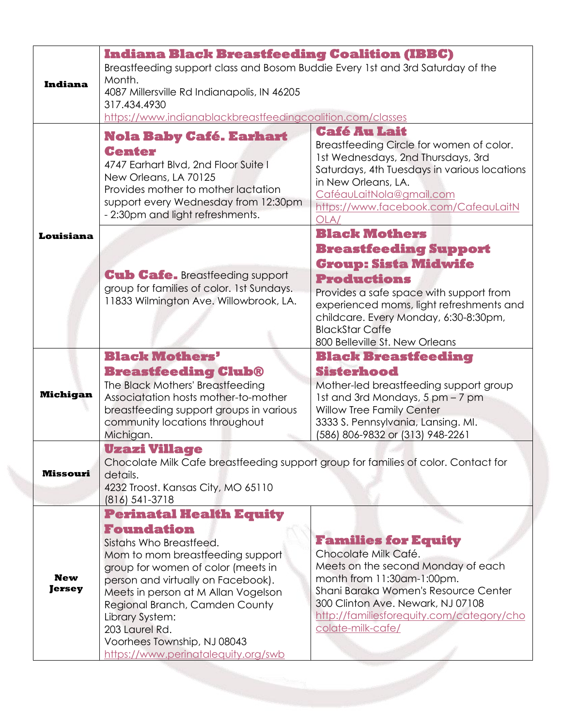| | | |
|---|---|---|
| **Indiana** | **Indiana Black Breastfeeding Coalition (IBBC)**<br>Breastfeeding support class and Bosom Buddie Every 1st and 3rd Saturday of the Month.<br>4087 Millersville Rd Indianapolis, IN 46205<br>317.434.4930<br>https://www.indianablackbreastfeedingcoalition.com/classes | |
| **Louisiana** | **Nola Baby Café. Earhart Center**<br>4747 Earhart Blvd, 2nd Floor Suite I<br>New Orleans, LA 70125<br>Provides mother to mother lactation support every Wednesday from 12:30pm - 2:30pm and light refreshments. | **Café Au Lait**<br>Breastfeeding Circle for women of color. 1st Wednesdays, 2nd Thursdays, 3rd Saturdays, 4th Tuesdays in various locations in New Orleans, LA.<br>CaféauLaitNola@gmail.com<br>https://www.facebook.com/CafeauLaitNOLA/ |
| | **Cub Cafe.** Breastfeeding support group for families of color. 1st Sundays.<br>11833 Wilmington Ave. Willowbrook, LA. | **Black Mothers Breastfeeding Support Group: Sista Midwife Productions**<br>Provides a safe space with support from experienced moms, light refreshments and childcare. Every Monday, 6:30-8:30pm,<br>BlackStar Caffe<br>800 Belleville St. New Orleans |
| **Michigan** | **Black Mothers' Breastfeeding Club®**<br>The Black Mothers' Breastfeeding Associatation hosts mother-to-mother breastfeeding support groups in various community locations throughout Michigan. | **Black Breastfeeding Sisterhood**<br>Mother-led breastfeeding support group<br>1st and 3rd Mondays, 5 pm – 7 pm<br>Willow Tree Family Center<br>3333 S. Pennsylvania, Lansing. MI.<br>(586) 806-9832 or (313) 948-2261 |
| **Missouri** | **Uzazi Village**<br>Chocolate Milk Cafe breastfeeding support group for families of color. Contact for details.<br>4232 Troost. Kansas City, MO 65110<br>(816) 541-3718 | |
| **New Jersey** | **Perinatal Health Equity Foundation**<br>Sistahs Who Breastfeed.<br>Mom to mom breastfeeding support group for women of color (meets in person and virtually on Facebook).<br>Meets in person at M Allan Vogelson Regional Branch, Camden County Library System:<br>203 Laurel Rd.<br>Voorhees Township, NJ 08043<br>https://www.perinatalequity.org/swb | **Families for Equity**<br>Chocolate Milk Café.<br>Meets on the second Monday of each month from 11:30am-1:00pm.<br>Shani Baraka Women's Resource Center<br>300 Clinton Ave. Newark, NJ 07108<br>http://familiesforequity.com/category/chocolate-milk-cafe/ |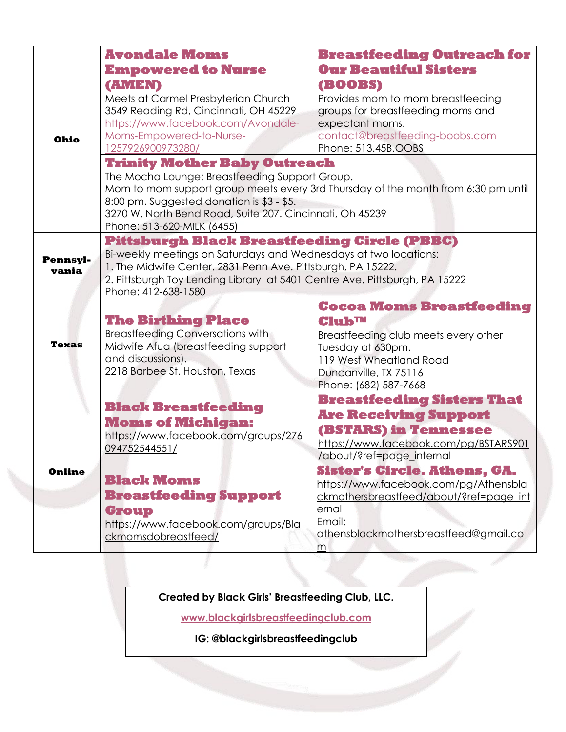| | | |
|---|---|---|
| **Ohio** | **Avondale Moms Empowered to Nurse (AMEN)**<br>Meets at Carmel Presbyterian Church<br>3549 Reading Rd, Cincinnati, OH 45229<br>https://www.facebook.com/Avondale-Moms-Empowered-to-Nurse-1257926900973280/ | **Breastfeeding Outreach for Our Beautiful Sisters (BOOBS)**<br>Provides mom to mom breastfeeding groups for breastfeeding moms and expectant moms.<br>contact@breastfeeding-boobs.com<br>Phone: 513.45B.OOBS |
| | **Trinity Mother Baby Outreach**<br>The Mocha Lounge: Breastfeeding Support Group.<br>Mom to mom support group meets every 3rd Thursday of the month from 6:30 pm until 8:00 pm. Suggested donation is $3 - $5.<br>3270 W. North Bend Road, Suite 207. Cincinnati, Oh 45239<br>Phone: 513-620-MILK (6455) | |
| **Pennsylvania** | **Pittsburgh Black Breastfeeding Circle (PBBC)**<br>Bi-weekly meetings on Saturdays and Wednesdays at two locations:<br>1. The Midwife Center. 2831 Penn Ave. Pittsburgh, PA 15222.<br>2. Pittsburgh Toy Lending Library at 5401 Centre Ave. Pittsburgh, PA 15222<br>Phone: 412-638-1580 | |
| **Texas** | **The Birthing Place**<br>Breastfeeding Conversations with Midwife Afua (breastfeeding support and discussions).<br>2218 Barbee St. Houston, Texas | **Cocoa Moms Breastfeeding Club™**<br>Breastfeeding club meets every other Tuesday at 630pm.<br>119 West Wheatland Road<br>Duncanville, TX 75116<br>Phone: (682) 587-7668 |
| **Online** | **Black Breastfeeding Moms of Michigan:**<br>https://www.facebook.com/groups/276094752544551/ | **Breastfeeding Sisters That Are Receiving Support (BSTARS) in Tennessee**<br>https://www.facebook.com/pg/BSTARS901/about/?ref=page_internal |
| | **Black Moms Breastfeeding Support Group**<br>https://www.facebook.com/groups/Blackmomsdobreastfeed/ | **Sister's Circle. Athens, GA.**<br>https://www.facebook.com/pg/Athensblackmothersbreastfeed/about/?ref=page_internal<br>Email:<br>athensblackmothersbreastfeed@gmail.com |

**Created by Black Girls' Breastfeeding Club, LLC.**

**www.blackgirlsbreastfeedingclub.com**

**IG: @blackgirlsbreastfeedingclub**